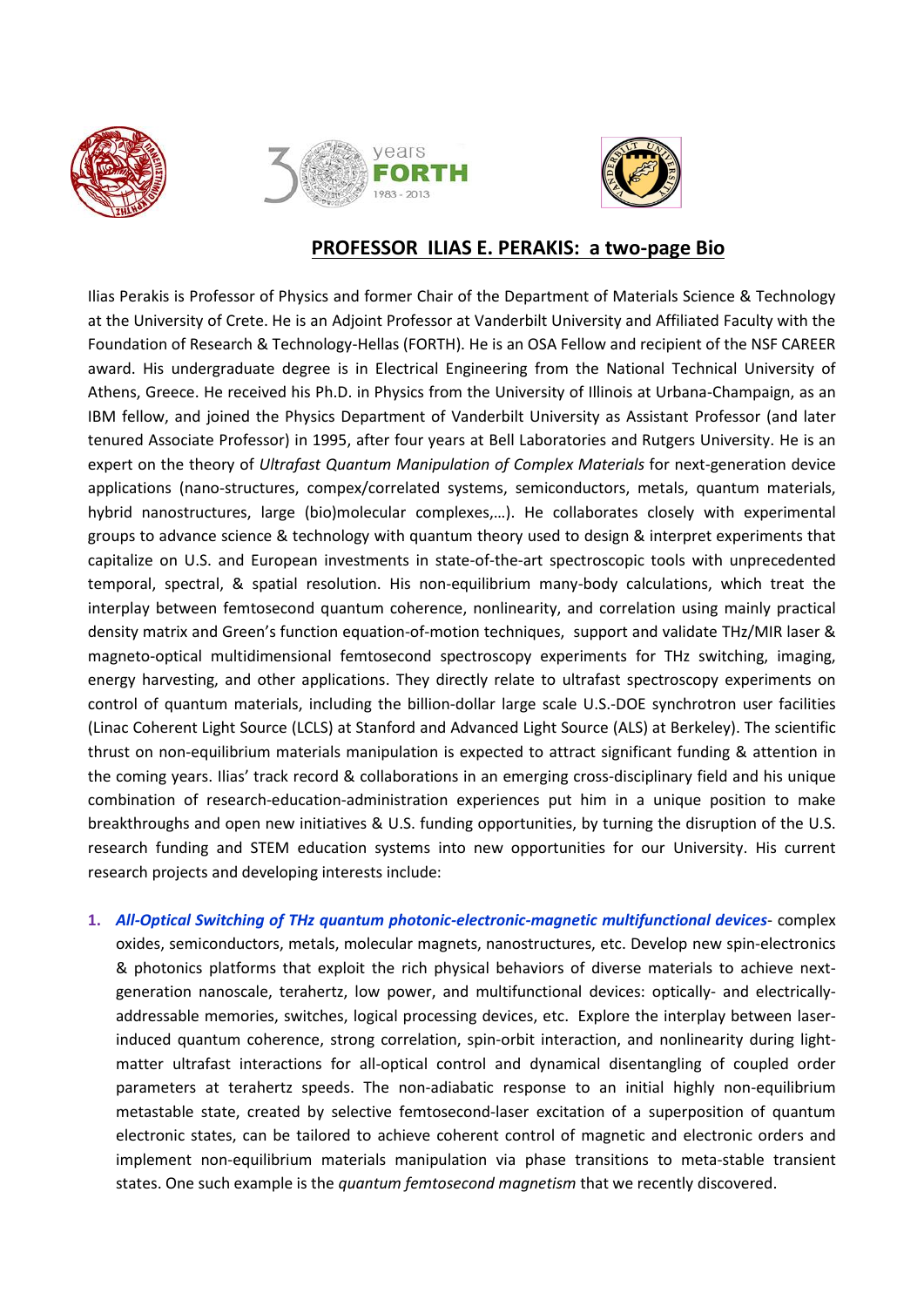# PROFESSOR ILIAS E. PERAKIS: a two-page Bio

Ilias Perakis is Professor of Physics and former Chair of the Department of Materials Science & Technology at the University of Crete. He is an Adjoint Professor at Vanderbilt University and Affiliated Faculty with the Foundation of Research & Technology-Hellas (FORTH). He is an OSA Fellow and recipient of the NSF CAREER award. His undergraduate degree is in Electrical Engineering from the National Technical University of Athens, Greece. He received his Ph.D. in Physics from the University of Illinois at Urbana-Champaign, as an IBM fellow, and joined the Physics Department of Vanderbilt University as Assistant Professor (and later tenured Associate Professor) in 1995, after four years at Bell Laboratories and Rutgers University. He is an expert on the theory of *Ultrafast Quantum Manipulation of Complex Materials* for next-generation device applications (nano-structures, compex/correlated systems, semiconductors, metals, quantum materials, hybrid nanostructures, large (bio)molecular complexes,…). He collaborates closely with experimental groups to advance science & technology with quantum theory used to design & interpret experiments that capitalize on U.S. and European investments in state-of-the-art spectroscopic tools with unprecedented temporal, spectral, & spatial resolution. His non-equilibrium many-body calculations, which treat the interplay between femtosecond quantum coherence, nonlinearity, and correlation using mainly practical density matrix and Green's function equation-of-motion techniques, support and validate THz/MIR laser & magneto-optical multidimensional femtosecond spectroscopy experiments for THz switching, imaging, energy harvesting, and other applications. They directly relate to ultrafast spectroscopy experiments on control of quantum materials, including the billion-dollar large scale U.S.-DOE synchrotron user facilities (Linac Coherent Light Source (LCLS) at Stanford and Advanced Light Source (ALS) at Berkeley). The scientific thrust on non-equilibrium materials manipulation is expected to attract significant funding & attention in the coming years. Ilias' track record & collaborations in an emerging cross-disciplinary field and his unique combination of research-education-administration experiences put him in a unique position to make breakthroughs and open new initiatives & U.S. funding opportunities, by turning the disruption of the U.S. research funding and STEM education systems into new opportunities for our University. His current research projects and developing interests include:

1. ***All-Optical Switching of THz quantum photonic-electronic-magnetic multifunctional devices***- complex oxides, semiconductors, metals, molecular magnets, nanostructures, etc. Develop new spin-electronics & photonics platforms that exploit the rich physical behaviors of diverse materials to achieve next-generation nanoscale, terahertz, low power, and multifunctional devices: optically- and electrically-addressable memories, switches, logical processing devices, etc. Explore the interplay between laser-induced quantum coherence, strong correlation, spin-orbit interaction, and nonlinearity during light-matter ultrafast interactions for all-optical control and dynamical disentangling of coupled order parameters at terahertz speeds. The non-adiabatic response to an initial highly non-equilibrium metastable state, created by selective femtosecond-laser excitation of a superposition of quantum electronic states, can be tailored to achieve coherent control of magnetic and electronic orders and implement non-equilibrium materials manipulation via phase transitions to meta-stable transient states. One such example is the *quantum femtosecond magnetism* that we recently discovered.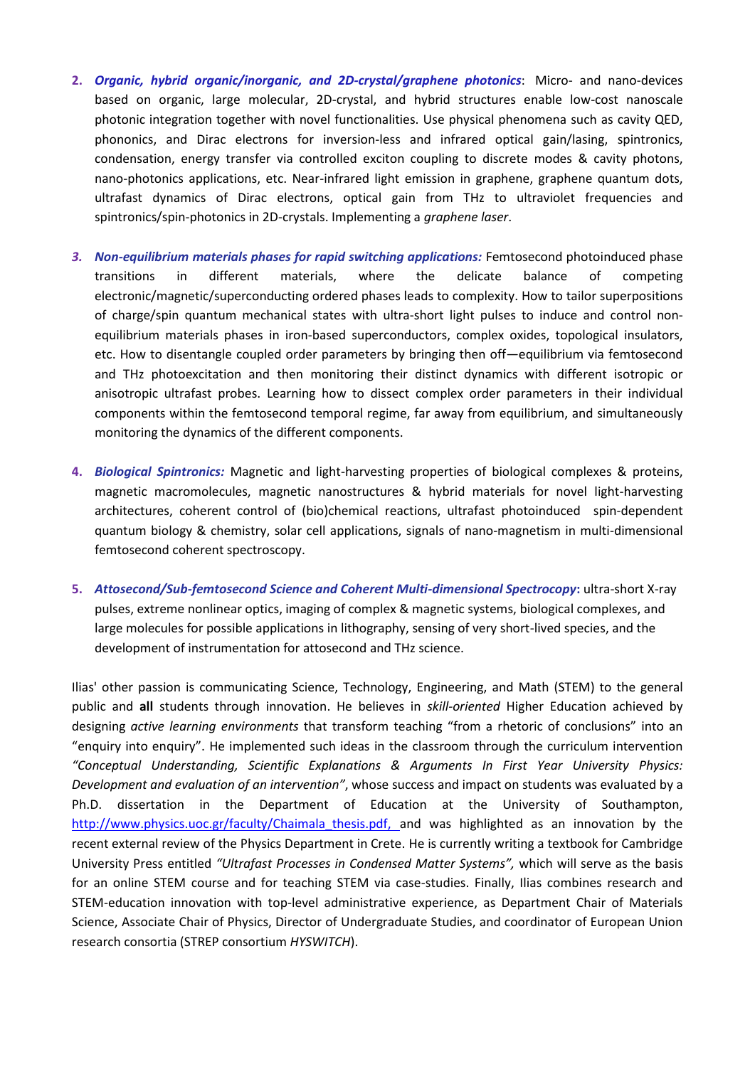2. ***Organic, hybrid organic/inorganic, and 2D-crystal/graphene photonics***: Micro- and nano-devices based on organic, large molecular, 2D-crystal, and hybrid structures enable low-cost nanoscale photonic integration together with novel functionalities. Use physical phenomena such as cavity QED, phononics, and Dirac electrons for inversion-less and infrared optical gain/lasing, spintronics, condensation, energy transfer via controlled exciton coupling to discrete modes & cavity photons, nano-photonics applications, etc. Near-infrared light emission in graphene, graphene quantum dots, ultrafast dynamics of Dirac electrons, optical gain from THz to ultraviolet frequencies and spintronics/spin-photonics in 2D-crystals. Implementing a *graphene laser*.

3. ***Non-equilibrium materials phases for rapid switching applications:*** Femtosecond photoinduced phase transitions in different materials, where the delicate balance of competing electronic/magnetic/superconducting ordered phases leads to complexity. How to tailor superpositions of charge/spin quantum mechanical states with ultra-short light pulses to induce and control non-equilibrium materials phases in iron-based superconductors, complex oxides, topological insulators, etc. How to disentangle coupled order parameters by bringing then off—equilibrium via femtosecond and THz photoexcitation and then monitoring their distinct dynamics with different isotropic or anisotropic ultrafast probes. Learning how to dissect complex order parameters in their individual components within the femtosecond temporal regime, far away from equilibrium, and simultaneously monitoring the dynamics of the different components.

4. ***Biological Spintronics:*** Magnetic and light-harvesting properties of biological complexes & proteins, magnetic macromolecules, magnetic nanostructures & hybrid materials for novel light-harvesting architectures, coherent control of (bio)chemical reactions, ultrafast photoinduced spin-dependent quantum biology & chemistry, solar cell applications, signals of nano-magnetism in multi-dimensional femtosecond coherent spectroscopy.

5. ***Attosecond/Sub-femtosecond Science and Coherent Multi-dimensional Spectrocopy*****:** ultra-short X-ray pulses, extreme nonlinear optics, imaging of complex & magnetic systems, biological complexes, and large molecules for possible applications in lithography, sensing of very short-lived species, and the development of instrumentation for attosecond and THz science.

Ilias' other passion is communicating Science, Technology, Engineering, and Math (STEM) to the general public and **all** students through innovation. He believes in *skill-oriented* Higher Education achieved by designing *active learning environments* that transform teaching "from a rhetoric of conclusions" into an "enquiry into enquiry". He implemented such ideas in the classroom through the curriculum intervention *"Conceptual Understanding, Scientific Explanations & Arguments In First Year University Physics: Development and evaluation of an intervention"*, whose success and impact on students was evaluated by a Ph.D. dissertation in the Department of Education at the University of Southampton, http://www.physics.uoc.gr/faculty/Chaimala_thesis.pdf, and was highlighted as an innovation by the recent external review of the Physics Department in Crete. He is currently writing a textbook for Cambridge University Press entitled *"Ultrafast Processes in Condensed Matter Systems",* which will serve as the basis for an online STEM course and for teaching STEM via case-studies. Finally, Ilias combines research and STEM-education innovation with top-level administrative experience, as Department Chair of Materials Science, Associate Chair of Physics, Director of Undergraduate Studies, and coordinator of European Union research consortia (STREP consortium *HYSWITCH*).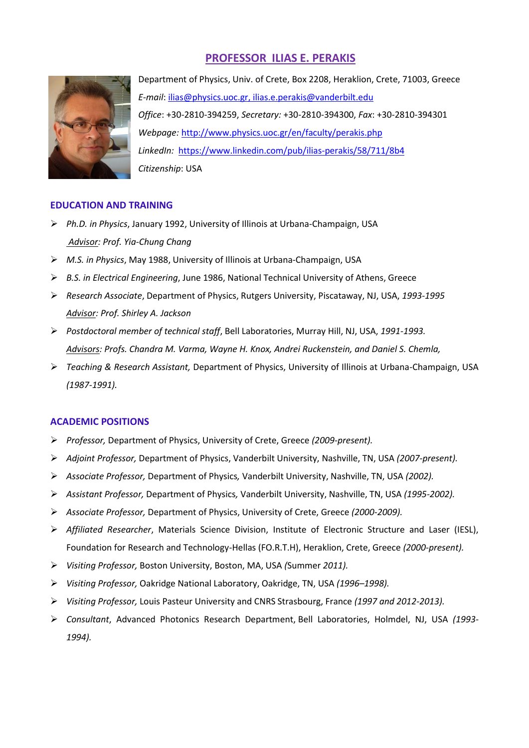# PROFESSOR ILIAS E. PERAKIS

Department of Physics, Univ. of Crete, Box 2208, Heraklion, Crete, 71003, Greece

*E-mail*: ilias@physics.uoc.gr, ilias.e.perakis@vanderbilt.edu

*Office*: +30-2810-394259, *Secretary:* +30-2810-394300, *Fax*: +30-2810-394301

*Webpage:* http://www.physics.uoc.gr/en/faculty/perakis.php

*LinkedIn:* https://www.linkedin.com/pub/ilias-perakis/58/711/8b4

*Citizenship*: USA

## EDUCATION AND TRAINING

- *Ph.D. in Physics*, January 1992, University of Illinois at Urbana-Champaign, USA
  *Advisor: Prof. Yia-Chung Chang*
- *M.S. in Physics*, May 1988, University of Illinois at Urbana-Champaign, USA
- *B.S. in Electrical Engineering*, June 1986, National Technical University of Athens, Greece
- *Research Associate*, Department of Physics, Rutgers University, Piscataway, NJ, USA, *1993-1995*
  *Advisor: Prof. Shirley A. Jackson*
- *Postdoctoral member of technical staff*, Bell Laboratories, Murray Hill, NJ, USA, *1991-1993.*
  *Advisors: Profs. Chandra M. Varma, Wayne H. Knox, Andrei Ruckenstein, and Daniel S. Chemla,*
- *Teaching & Research Assistant,* Department of Physics, University of Illinois at Urbana-Champaign, USA *(1987-1991).*

## ACADEMIC POSITIONS

- *Professor,* Department of Physics, University of Crete, Greece *(2009-present).*
- *Adjoint Professor,* Department of Physics, Vanderbilt University, Nashville, TN, USA *(2007-present).*
- *Associate Professor,* Department of Physics*,* Vanderbilt University, Nashville, TN, USA *(2002).*
- *Assistant Professor,* Department of Physics*,* Vanderbilt University, Nashville, TN, USA *(1995-2002).*
- *Associate Professor,* Department of Physics, University of Crete, Greece *(2000-2009).*
- *Affiliated Researcher*, Materials Science Division, Institute of Electronic Structure and Laser (IESL), Foundation for Research and Technology-Hellas (FO.R.T.H), Heraklion, Crete, Greece *(2000-present).*
- *Visiting Professor,* Boston University, Boston, MA, USA *(*Summer *2011).*
- *Visiting Professor,* Oakridge National Laboratory, Oakridge, TN, USA *(1996–1998).*
- *Visiting Professor,* Louis Pasteur University and CNRS Strasbourg, France *(1997 and 2012-2013).*
- *Consultant*, Advanced Photonics Research Department, Bell Laboratories, Holmdel, NJ, USA *(1993-1994).*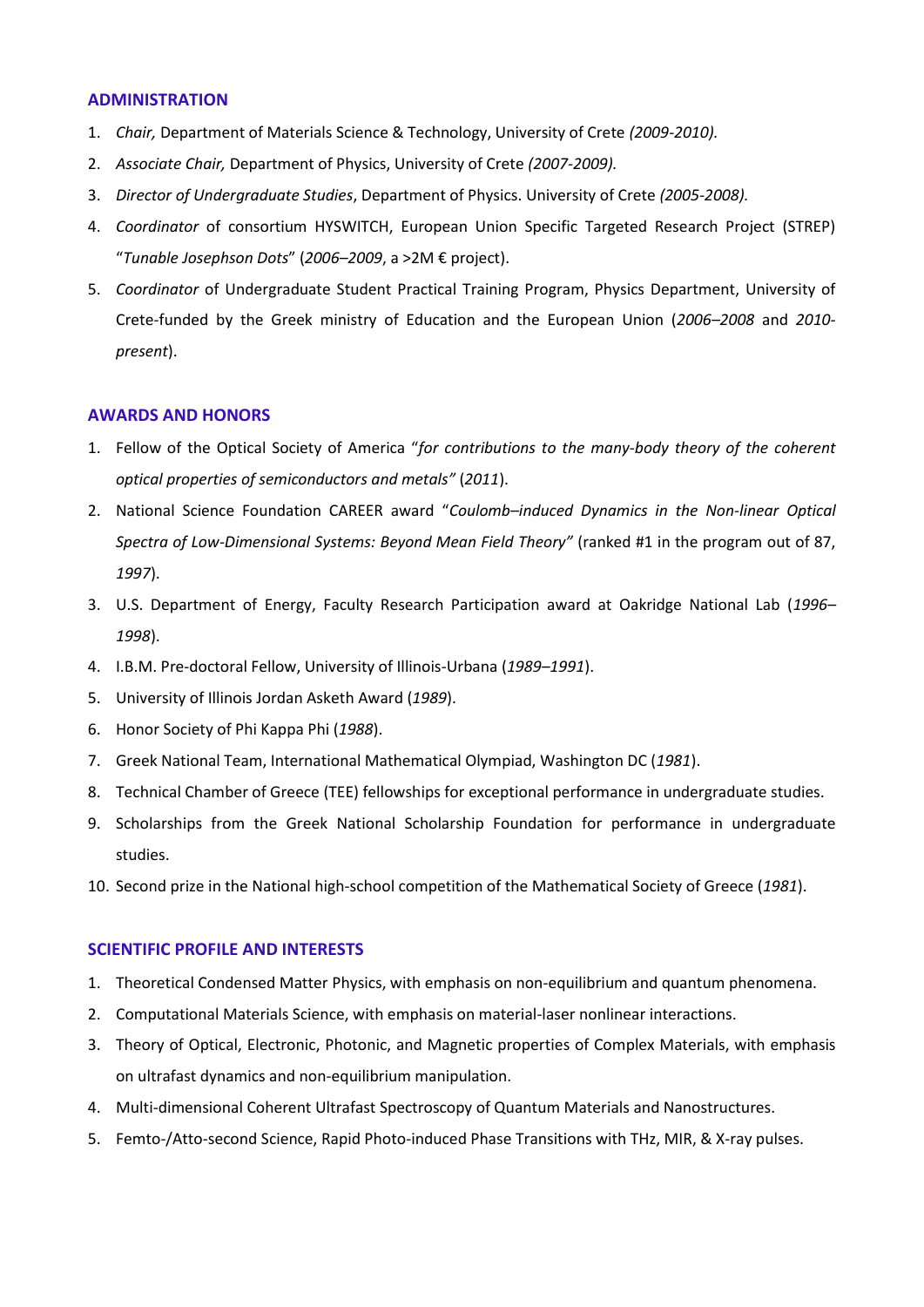## ADMINISTRATION

1. *Chair,* Department of Materials Science & Technology, University of Crete *(2009-2010).*
2. *Associate Chair,* Department of Physics, University of Crete *(2007-2009).*
3. *Director of Undergraduate Studies*, Department of Physics. University of Crete *(2005-2008).*
4. *Coordinator* of consortium HYSWITCH, European Union Specific Targeted Research Project (STREP) "*Tunable Josephson Dots*" (*2006–2009*, a >2M € project).
5. *Coordinator* of Undergraduate Student Practical Training Program, Physics Department, University of Crete-funded by the Greek ministry of Education and the European Union (*2006–2008* and *2010-present*).

## AWARDS AND HONORS

1. Fellow of the Optical Society of America "*for contributions to the many-body theory of the coherent optical properties of semiconductors and metals"* (*2011*).
2. National Science Foundation CAREER award "*Coulomb–induced Dynamics in the Non-linear Optical Spectra of Low-Dimensional Systems: Beyond Mean Field Theory"* (ranked #1 in the program out of 87, *1997*).
3. U.S. Department of Energy, Faculty Research Participation award at Oakridge National Lab (*1996–1998*).
4. I.B.M. Pre-doctoral Fellow, University of Illinois-Urbana (*1989–1991*).
5. University of Illinois Jordan Asketh Award (*1989*).
6. Honor Society of Phi Kappa Phi (*1988*).
7. Greek National Team, International Mathematical Olympiad, Washington DC (*1981*).
8. Technical Chamber of Greece (TEE) fellowships for exceptional performance in undergraduate studies.
9. Scholarships from the Greek National Scholarship Foundation for performance in undergraduate studies.
10. Second prize in the National high-school competition of the Mathematical Society of Greece (*1981*).

## SCIENTIFIC PROFILE AND INTERESTS

1. Theoretical Condensed Matter Physics, with emphasis on non-equilibrium and quantum phenomena.
2. Computational Materials Science, with emphasis on material-laser nonlinear interactions.
3. Theory of Optical, Electronic, Photonic, and Magnetic properties of Complex Materials, with emphasis on ultrafast dynamics and non-equilibrium manipulation.
4. Multi-dimensional Coherent Ultrafast Spectroscopy of Quantum Materials and Nanostructures.
5. Femto-/Atto-second Science, Rapid Photo-induced Phase Transitions with THz, MIR, & X-ray pulses.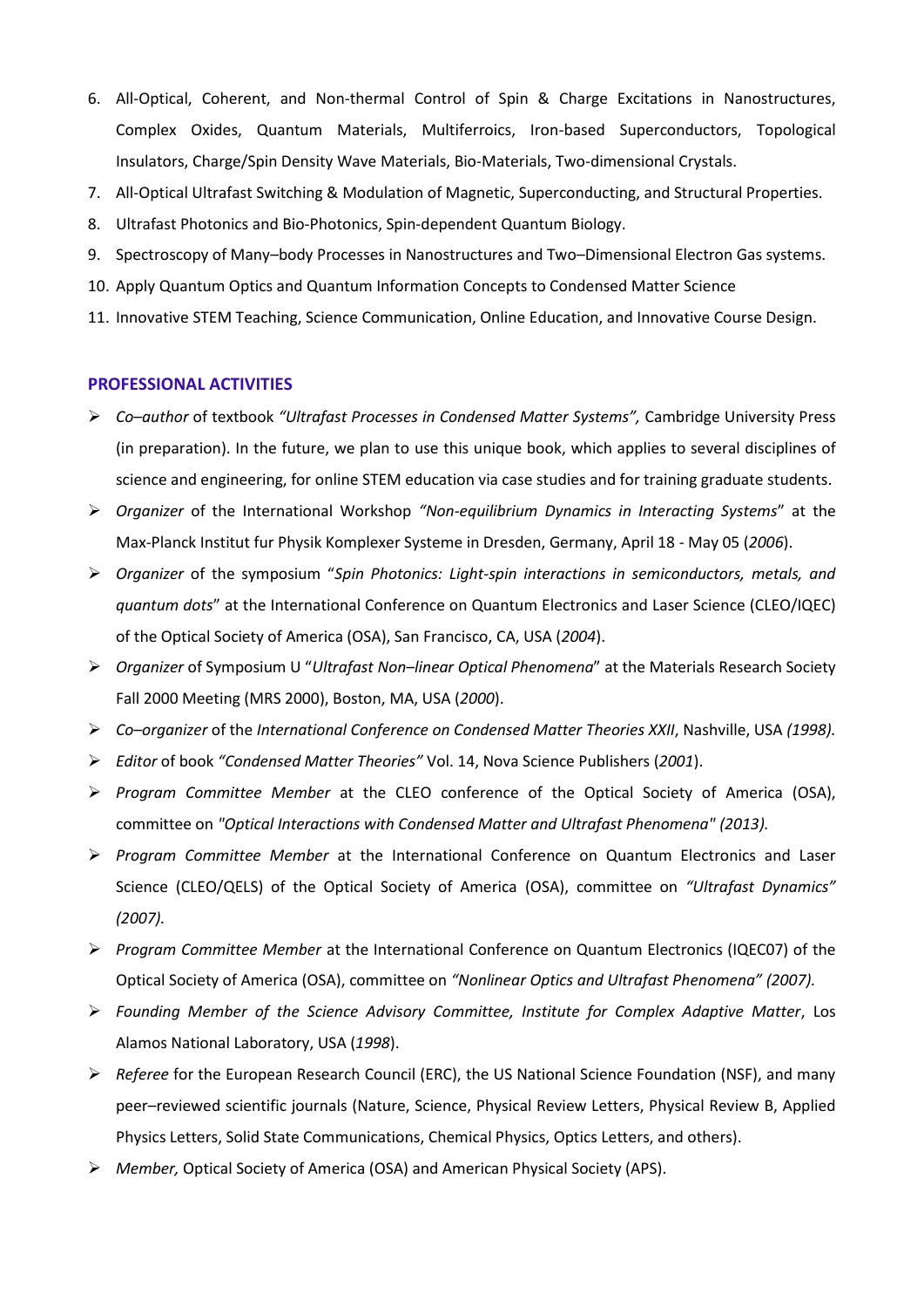6. All-Optical, Coherent, and Non-thermal Control of Spin & Charge Excitations in Nanostructures, Complex Oxides, Quantum Materials, Multiferroics, Iron-based Superconductors, Topological Insulators, Charge/Spin Density Wave Materials, Bio-Materials, Two-dimensional Crystals.
7. All-Optical Ultrafast Switching & Modulation of Magnetic, Superconducting, and Structural Properties.
8. Ultrafast Photonics and Bio-Photonics, Spin-dependent Quantum Biology.
9. Spectroscopy of Many–body Processes in Nanostructures and Two–Dimensional Electron Gas systems.
10. Apply Quantum Optics and Quantum Information Concepts to Condensed Matter Science
11. Innovative STEM Teaching, Science Communication, Online Education, and Innovative Course Design.

## PROFESSIONAL ACTIVITIES

- *Co–author* of textbook *"Ultrafast Processes in Condensed Matter Systems",* Cambridge University Press (in preparation). In the future, we plan to use this unique book, which applies to several disciplines of science and engineering, for online STEM education via case studies and for training graduate students.
- *Organizer* of the International Workshop *"Non-equilibrium Dynamics in Interacting Systems*" at the Max-Planck Institut fur Physik Komplexer Systeme in Dresden, Germany, April 18 - May 05 (*2006*).
- *Organizer* of the symposium "*Spin Photonics: Light-spin interactions in semiconductors, metals, and quantum dots*" at the International Conference on Quantum Electronics and Laser Science (CLEO/IQEC) of the Optical Society of America (OSA), San Francisco, CA, USA (*2004*).
- *Organizer* of Symposium U "*Ultrafast Non–linear Optical Phenomena*" at the Materials Research Society Fall 2000 Meeting (MRS 2000), Boston, MA, USA (*2000*).
- *Co–organizer* of the *International Conference on Condensed Matter Theories XXII*, Nashville, USA *(1998).*
- *Editor* of book *"Condensed Matter Theories"* Vol. 14, Nova Science Publishers (*2001*).
- *Program Committee Member* at the CLEO conference of the Optical Society of America (OSA), committee on *"Optical Interactions with Condensed Matter and Ultrafast Phenomena" (2013).*
- *Program Committee Member* at the International Conference on Quantum Electronics and Laser Science (CLEO/QELS) of the Optical Society of America (OSA), committee on *"Ultrafast Dynamics" (2007).*
- *Program Committee Member* at the International Conference on Quantum Electronics (IQEC07) of the Optical Society of America (OSA), committee on *"Nonlinear Optics and Ultrafast Phenomena" (2007).*
- *Founding Member of the Science Advisory Committee, Institute for Complex Adaptive Matter*, Los Alamos National Laboratory, USA (*1998*).
- *Referee* for the European Research Council (ERC), the US National Science Foundation (NSF), and many peer–reviewed scientific journals (Nature, Science, Physical Review Letters, Physical Review B, Applied Physics Letters, Solid State Communications, Chemical Physics, Optics Letters, and others).
- *Member,* Optical Society of America (OSA) and American Physical Society (APS).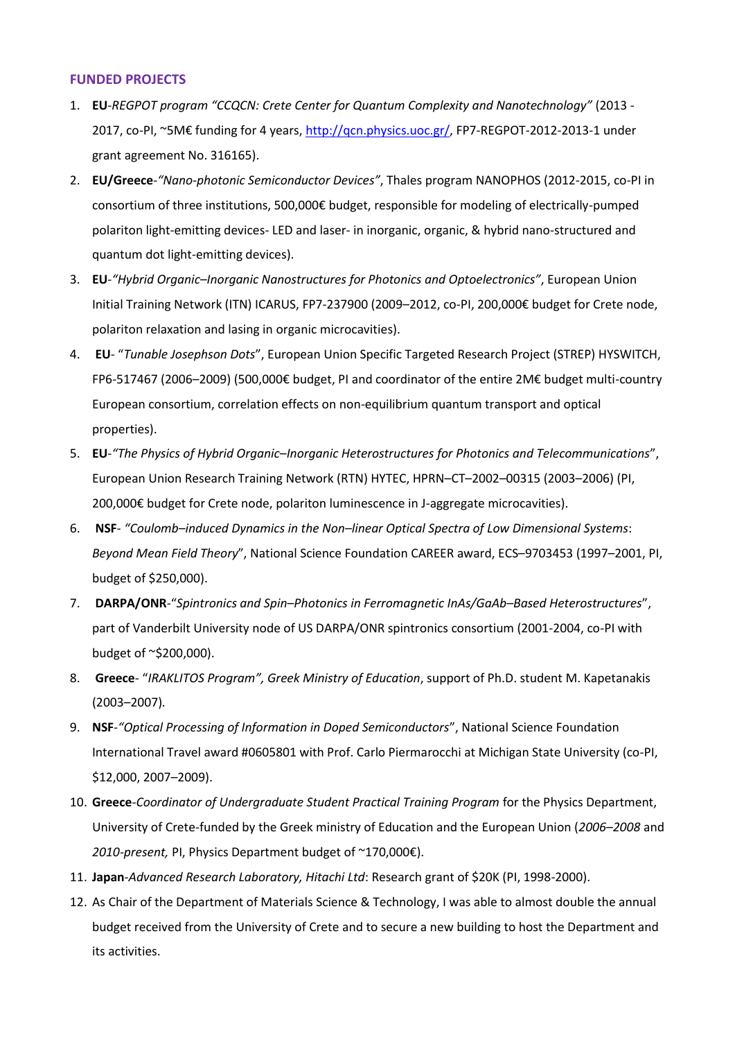## FUNDED PROJECTS

1. **EU**-*REGPOT program "CCQCN: Crete Center for Quantum Complexity and Nanotechnology"* (2013 - 2017, co-PI, ~5M€ funding for 4 years, http://qcn.physics.uoc.gr/, FP7-REGPOT-2012-2013-1 under grant agreement No. 316165).
2. **EU/Greece**-*"Nano-photonic Semiconductor Devices"*, Thales program NANOPHOS (2012-2015, co-PI in consortium of three institutions, 500,000€ budget, responsible for modeling of electrically-pumped polariton light-emitting devices- LED and laser- in inorganic, organic, & hybrid nano-structured and quantum dot light-emitting devices).
3. **EU**-*"Hybrid Organic–Inorganic Nanostructures for Photonics and Optoelectronics"*, European Union Initial Training Network (ITN) ICARUS, FP7-237900 (2009–2012, co-PI, 200,000€ budget for Crete node, polariton relaxation and lasing in organic microcavities).
4. **EU**- "*Tunable Josephson Dots*", European Union Specific Targeted Research Project (STREP) HYSWITCH, FP6-517467 (2006–2009) (500,000€ budget, PI and coordinator of the entire 2M€ budget multi-country European consortium, correlation effects on non-equilibrium quantum transport and optical properties).
5. **EU**-*"The Physics of Hybrid Organic–Inorganic Heterostructures for Photonics and Telecommunications*", European Union Research Training Network (RTN) HYTEC, HPRN–CT–2002–00315 (2003–2006) (PI, 200,000€ budget for Crete node, polariton luminescence in J-aggregate microcavities).
6. **NSF**- *"Coulomb–induced Dynamics in the Non–linear Optical Spectra of Low Dimensional Systems*: *Beyond Mean Field Theory*", National Science Foundation CAREER award, ECS–9703453 (1997–2001, PI, budget of $250,000).
7. **DARPA/ONR**-"*Spintronics and Spin–Photonics in Ferromagnetic InAs/GaAb–Based Heterostructures*", part of Vanderbilt University node of US DARPA/ONR spintronics consortium (2001-2004, co-PI with budget of ~$200,000).
8. **Greece**- "*IRAKLITOS Program", Greek Ministry of Education*, support of Ph.D. student M. Kapetanakis (2003–2007).
9. **NSF**-*"Optical Processing of Information in Doped Semiconductors*", National Science Foundation International Travel award #0605801 with Prof. Carlo Piermarocchi at Michigan State University (co-PI, $12,000, 2007–2009).
10. **Greece**-*Coordinator of Undergraduate Student Practical Training Program* for the Physics Department, University of Crete-funded by the Greek ministry of Education and the European Union (*2006–2008* and *2010-present,* PI, Physics Department budget of ~170,000€).
11. **Japan**-*Advanced Research Laboratory, Hitachi Ltd*: Research grant of $20K (PI, 1998-2000).
12. As Chair of the Department of Materials Science & Technology, I was able to almost double the annual budget received from the University of Crete and to secure a new building to host the Department and its activities.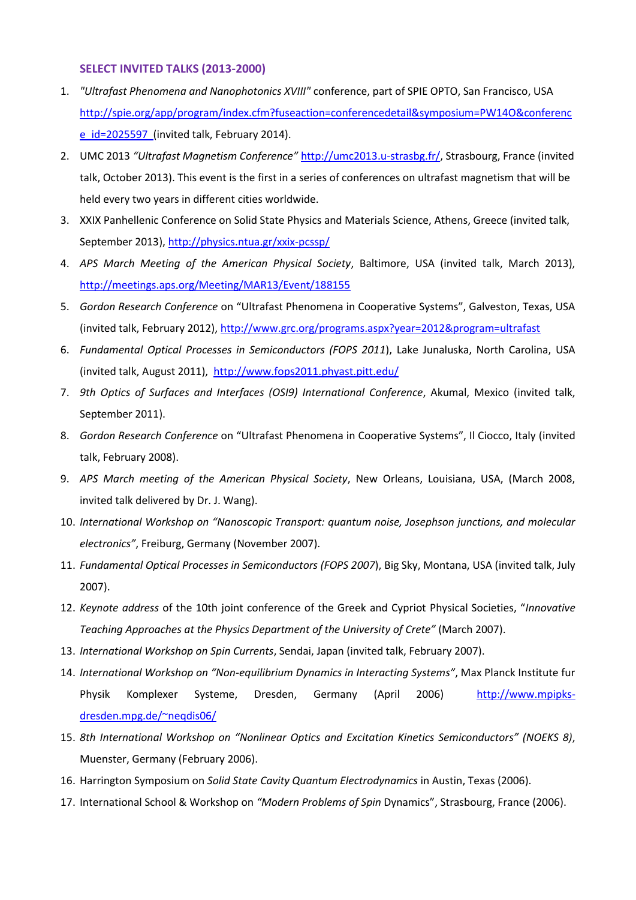## SELECT INVITED TALKS (2013-2000)

1. *"Ultrafast Phenomena and Nanophotonics XVIII"* conference, part of SPIE OPTO, San Francisco, USA http://spie.org/app/program/index.cfm?fuseaction=conferencedetail&symposium=PW14O&conference_id=2025597 (invited talk, February 2014).
2. UMC 2013 *"Ultrafast Magnetism Conference"* http://umc2013.u-strasbg.fr/, Strasbourg, France (invited talk, October 2013). This event is the first in a series of conferences on ultrafast magnetism that will be held every two years in different cities worldwide.
3. XXIX Panhellenic Conference on Solid State Physics and Materials Science, Athens, Greece (invited talk, September 2013), http://physics.ntua.gr/xxix-pcssp/
4. *APS March Meeting of the American Physical Society*, Baltimore, USA (invited talk, March 2013), http://meetings.aps.org/Meeting/MAR13/Event/188155
5. *Gordon Research Conference* on "Ultrafast Phenomena in Cooperative Systems", Galveston, Texas, USA (invited talk, February 2012), http://www.grc.org/programs.aspx?year=2012&program=ultrafast
6. *Fundamental Optical Processes in Semiconductors (FOPS 2011*), Lake Junaluska, North Carolina, USA (invited talk, August 2011), http://www.fops2011.phyast.pitt.edu/
7. *9th Optics of Surfaces and Interfaces (OSI9) International Conference*, Akumal, Mexico (invited talk, September 2011).
8. *Gordon Research Conference* on "Ultrafast Phenomena in Cooperative Systems", Il Ciocco, Italy (invited talk, February 2008).
9. *APS March meeting of the American Physical Society*, New Orleans, Louisiana, USA, (March 2008, invited talk delivered by Dr. J. Wang).
10. *International Workshop on "Nanoscopic Transport: quantum noise, Josephson junctions, and molecular electronics"*, Freiburg, Germany (November 2007).
11. *Fundamental Optical Processes in Semiconductors (FOPS 2007*), Big Sky, Montana, USA (invited talk, July 2007).
12. *Keynote address* of the 10th joint conference of the Greek and Cypriot Physical Societies, "*Innovative Teaching Approaches at the Physics Department of the University of Crete"* (March 2007).
13. *International Workshop on Spin Currents*, Sendai, Japan (invited talk, February 2007).
14. *International Workshop on "Non-equilibrium Dynamics in Interacting Systems"*, Max Planck Institute fur Physik Komplexer Systeme, Dresden, Germany (April 2006) http://www.mpipks-dresden.mpg.de/~neqdis06/
15. *8th International Workshop on "Nonlinear Optics and Excitation Kinetics Semiconductors" (NOEKS 8)*, Muenster, Germany (February 2006).
16. Harrington Symposium on *Solid State Cavity Quantum Electrodynamics* in Austin, Texas (2006).
17. International School & Workshop on *"Modern Problems of Spin* Dynamics", Strasbourg, France (2006).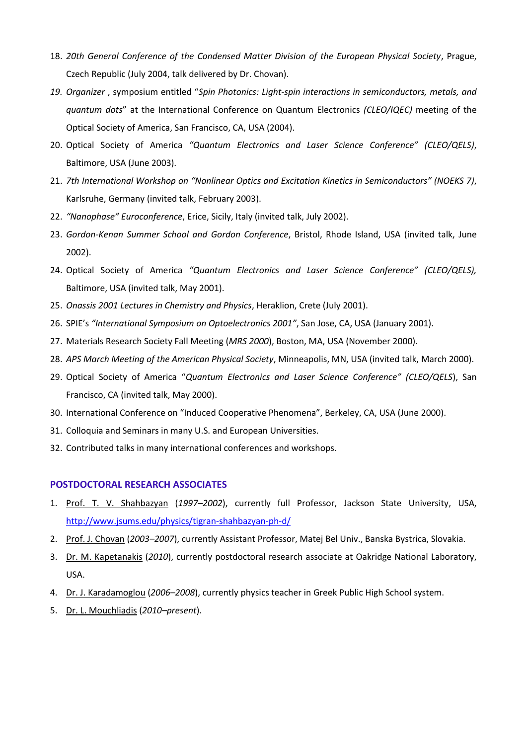18. *20th General Conference of the Condensed Matter Division of the European Physical Society*, Prague, Czech Republic (July 2004, talk delivered by Dr. Chovan).
19. *Organizer* , symposium entitled "*Spin Photonics: Light-spin interactions in semiconductors, metals, and quantum dots*" at the International Conference on Quantum Electronics *(CLEO/IQEC)* meeting of the Optical Society of America, San Francisco, CA, USA (2004).
20. Optical Society of America *"Quantum Electronics and Laser Science Conference" (CLEO/QELS)*, Baltimore, USA (June 2003).
21. *7th International Workshop on "Nonlinear Optics and Excitation Kinetics in Semiconductors" (NOEKS 7)*, Karlsruhe, Germany (invited talk, February 2003).
22. *"Nanophase" Euroconference*, Erice, Sicily, Italy (invited talk, July 2002).
23. *Gordon-Kenan Summer School and Gordon Conference*, Bristol, Rhode Island, USA (invited talk, June 2002).
24. Optical Society of America *"Quantum Electronics and Laser Science Conference" (CLEO/QELS),* Baltimore, USA (invited talk, May 2001).
25. *Onassis 2001 Lectures in Chemistry and Physics*, Heraklion, Crete (July 2001).
26. SPIE's *"International Symposium on Optoelectronics 2001"*, San Jose, CA, USA (January 2001).
27. Materials Research Society Fall Meeting (*MRS 2000*), Boston, MA, USA (November 2000).
28. *APS March Meeting of the American Physical Society*, Minneapolis, MN, USA (invited talk, March 2000).
29. Optical Society of America "*Quantum Electronics and Laser Science Conference" (CLEO/QELS*), San Francisco, CA (invited talk, May 2000).
30. International Conference on "Induced Cooperative Phenomena", Berkeley, CA, USA (June 2000).
31. Colloquia and Seminars in many U.S. and European Universities.
32. Contributed talks in many international conferences and workshops.

## POSTDOCTORAL RESEARCH ASSOCIATES

1. Prof. T. V. Shahbazyan (*1997–2002*), currently full Professor, Jackson State University, USA, http://www.jsums.edu/physics/tigran-shahbazyan-ph-d/
2. Prof. J. Chovan (*2003–2007*), currently Assistant Professor, Matej Bel Univ., Banska Bystrica, Slovakia.
3. Dr. M. Kapetanakis (*2010*), currently postdoctoral research associate at Oakridge National Laboratory, USA.
4. Dr. J. Karadamoglou (*2006–2008*), currently physics teacher in Greek Public High School system.
5. Dr. L. Mouchliadis (*2010–present*).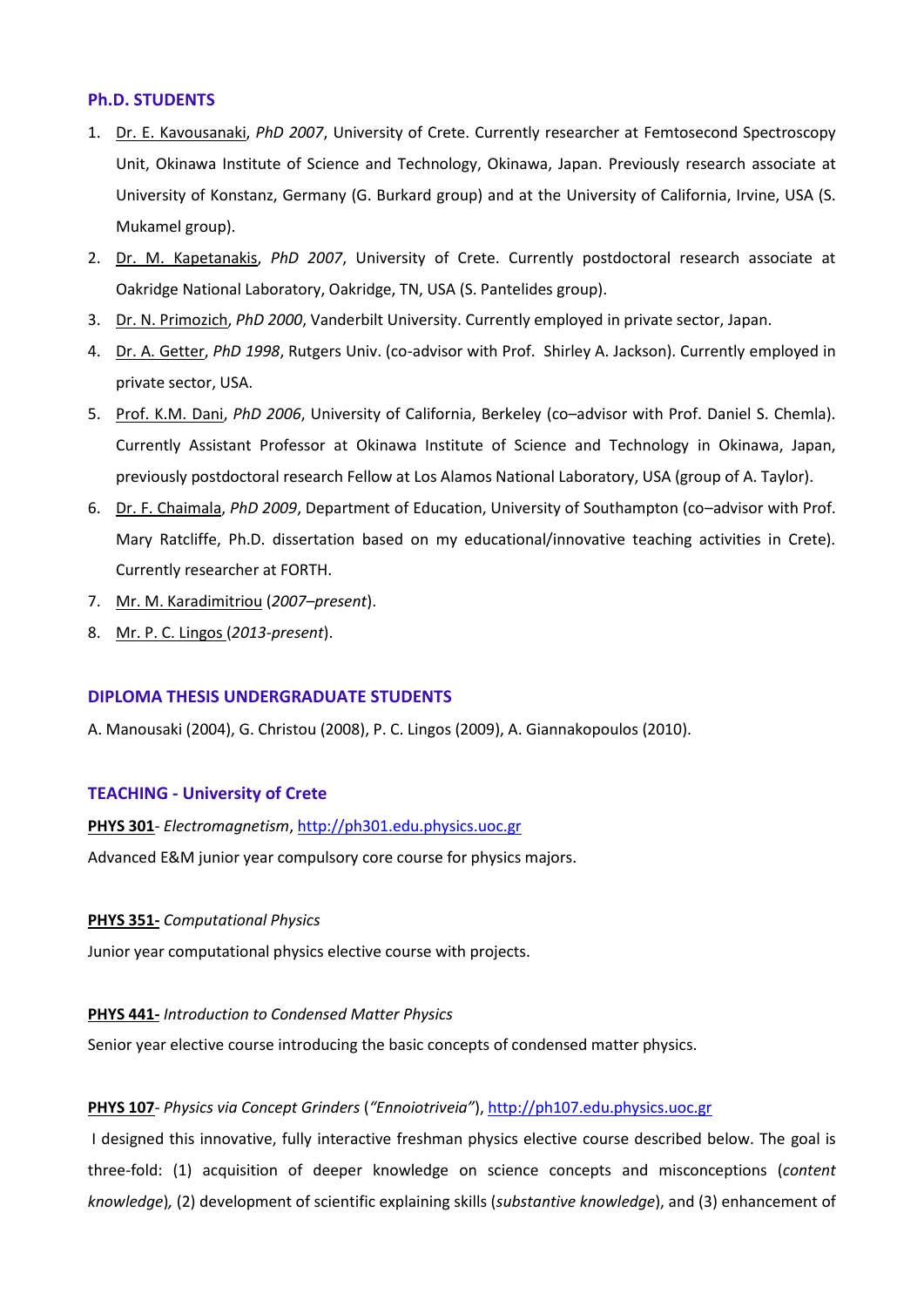### Ph.D. STUDENTS

1. Dr. E. Kavousanaki, *PhD 2007*, University of Crete. Currently researcher at Femtosecond Spectroscopy Unit, Okinawa Institute of Science and Technology, Okinawa, Japan. Previously research associate at University of Konstanz, Germany (G. Burkard group) and at the University of California, Irvine, USA (S. Mukamel group).
2. Dr. M. Kapetanakis, *PhD 2007*, University of Crete. Currently postdoctoral research associate at Oakridge National Laboratory, Oakridge, TN, USA (S. Pantelides group).
3. Dr. N. Primozich, *PhD 2000*, Vanderbilt University. Currently employed in private sector, Japan.
4. Dr. A. Getter, *PhD 1998*, Rutgers Univ. (co-advisor with Prof. Shirley A. Jackson). Currently employed in private sector, USA.
5. Prof. K.M. Dani, *PhD 2006*, University of California, Berkeley (co–advisor with Prof. Daniel S. Chemla). Currently Assistant Professor at Okinawa Institute of Science and Technology in Okinawa, Japan, previously postdoctoral research Fellow at Los Alamos National Laboratory, USA (group of A. Taylor).
6. Dr. F. Chaimala, *PhD 2009*, Department of Education, University of Southampton (co–advisor with Prof. Mary Ratcliffe, Ph.D. dissertation based on my educational/innovative teaching activities in Crete). Currently researcher at FORTH.
7. Mr. M. Karadimitriou (*2007–present*).
8. Mr. P. C. Lingos (*2013-present*).

### DIPLOMA THESIS UNDERGRADUATE STUDENTS

A. Manousaki (2004), G. Christou (2008), P. C. Lingos (2009), A. Giannakopoulos (2010).

### TEACHING - University of Crete

**PHYS 301**- *Electromagnetism*, http://ph301.edu.physics.uoc.gr

Advanced E&M junior year compulsory core course for physics majors.

**PHYS 351-** *Computational Physics*

Junior year computational physics elective course with projects.

**PHYS 441-** *Introduction to Condensed Matter Physics*

Senior year elective course introducing the basic concepts of condensed matter physics.

**PHYS 107**- *Physics via Concept Grinders* (*"Ennoiotriveia"*), http://ph107.edu.physics.uoc.gr

I designed this innovative, fully interactive freshman physics elective course described below. The goal is three-fold: (1) acquisition of deeper knowledge on science concepts and misconceptions (*content knowledge*), (2) development of scientific explaining skills (*substantive knowledge*), and (3) enhancement of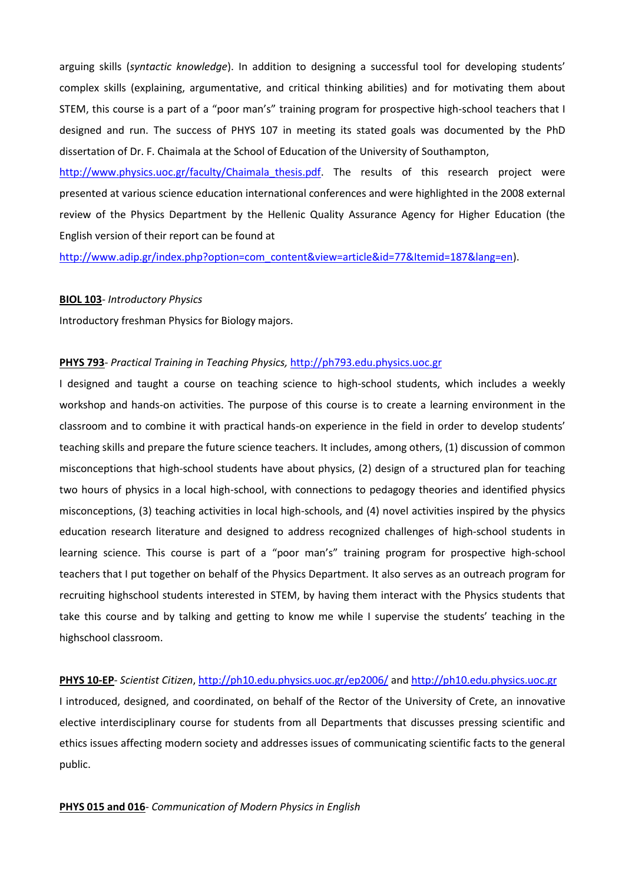arguing skills (*syntactic knowledge*). In addition to designing a successful tool for developing students' complex skills (explaining, argumentative, and critical thinking abilities) and for motivating them about STEM, this course is a part of a "poor man's" training program for prospective high-school teachers that I designed and run. The success of PHYS 107 in meeting its stated goals was documented by the PhD dissertation of Dr. F. Chaimala at the School of Education of the University of Southampton, [http://www.physics.uoc.gr/faculty/Chaimala_thesis.pdf](http://www.physics.uoc.gr/faculty/Chaimala_thesis.pdf). The results of this research project were presented at various science education international conferences and were highlighted in the 2008 external review of the Physics Department by the Hellenic Quality Assurance Agency for Higher Education (the English version of their report can be found at [http://www.adip.gr/index.php?option=com_content&view=article&id=77&Itemid=187&lang=en](http://www.adip.gr/index.php?option=com_content&view=article&id=77&Itemid=187&lang=en)).

**BIOL 103**- *Introductory Physics*

Introductory freshman Physics for Biology majors.

**PHYS 793**- *Practical Training in Teaching Physics,* [http://ph793.edu.physics.uoc.gr](http://ph793.edu.physics.uoc.gr)

I designed and taught a course on teaching science to high-school students, which includes a weekly workshop and hands-on activities. The purpose of this course is to create a learning environment in the classroom and to combine it with practical hands-on experience in the field in order to develop students' teaching skills and prepare the future science teachers. It includes, among others, (1) discussion of common misconceptions that high-school students have about physics, (2) design of a structured plan for teaching two hours of physics in a local high-school, with connections to pedagogy theories and identified physics misconceptions, (3) teaching activities in local high-schools, and (4) novel activities inspired by the physics education research literature and designed to address recognized challenges of high-school students in learning science. This course is part of a "poor man's" training program for prospective high-school teachers that I put together on behalf of the Physics Department. It also serves as an outreach program for recruiting highschool students interested in STEM, by having them interact with the Physics students that take this course and by talking and getting to know me while I supervise the students' teaching in the highschool classroom.

**PHYS 10-EP**- *Scientist Citizen*, [http://ph10.edu.physics.uoc.gr/ep2006/](http://ph10.edu.physics.uoc.gr/ep2006/) and [http://ph10.edu.physics.uoc.gr](http://ph10.edu.physics.uoc.gr)

I introduced, designed, and coordinated, on behalf of the Rector of the University of Crete, an innovative elective interdisciplinary course for students from all Departments that discusses pressing scientific and ethics issues affecting modern society and addresses issues of communicating scientific facts to the general public.

**PHYS 015 and 016**- *Communication of Modern Physics in English*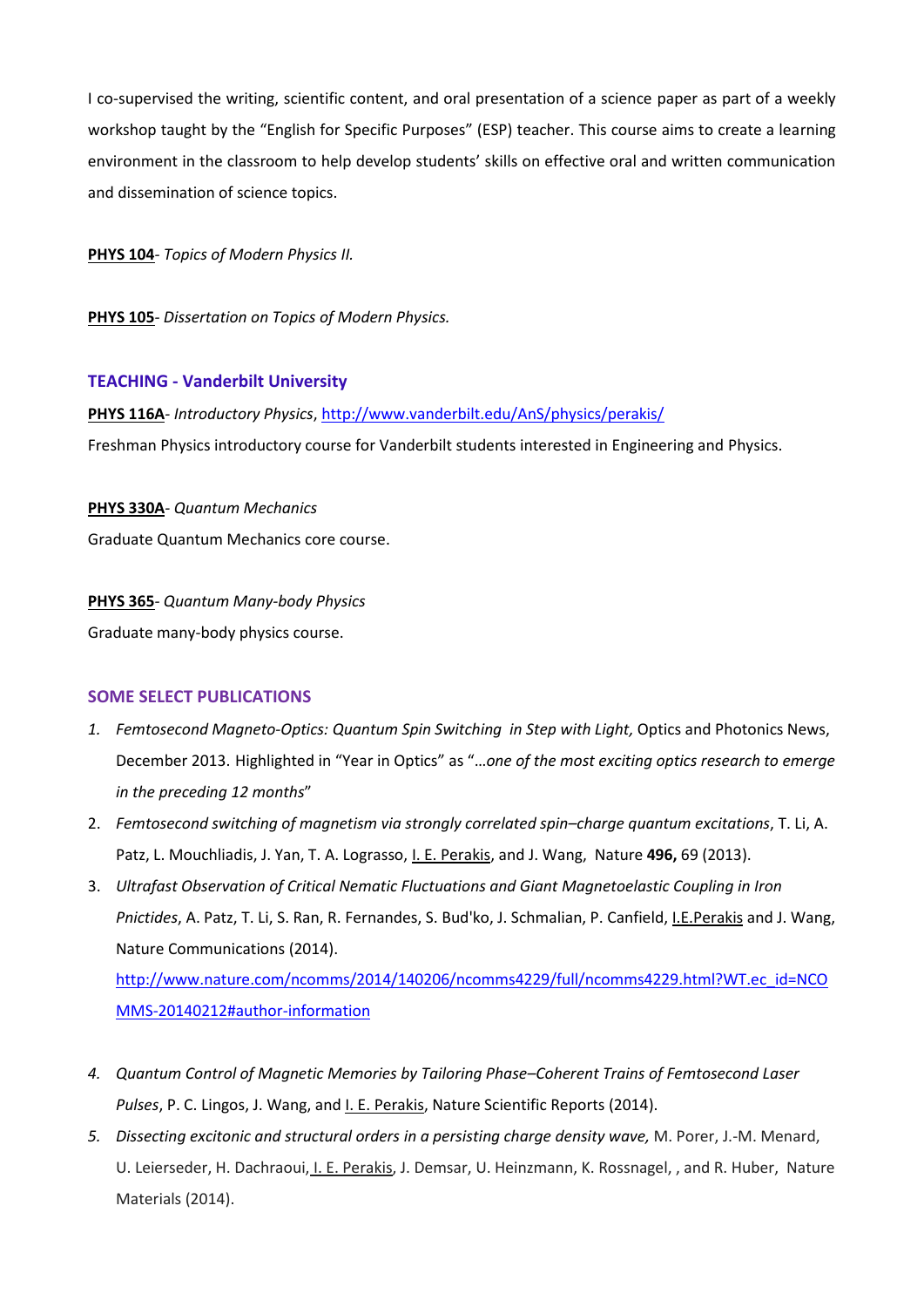I co-supervised the writing, scientific content, and oral presentation of a science paper as part of a weekly workshop taught by the "English for Specific Purposes" (ESP) teacher. This course aims to create a learning environment in the classroom to help develop students' skills on effective oral and written communication and dissemination of science topics.

**PHYS 104**- *Topics of Modern Physics II.*

**PHYS 105**- *Dissertation on Topics of Modern Physics.*

## TEACHING - Vanderbilt University

**PHYS 116A**- *Introductory Physics*, http://www.vanderbilt.edu/AnS/physics/perakis/

Freshman Physics introductory course for Vanderbilt students interested in Engineering and Physics.

**PHYS 330A**- *Quantum Mechanics*

Graduate Quantum Mechanics core course.

**PHYS 365**- *Quantum Many-body Physics*

Graduate many-body physics course.

## SOME SELECT PUBLICATIONS

1. *Femtosecond Magneto-Optics: Quantum Spin Switching in Step with Light,* Optics and Photonics News, December 2013. Highlighted in "Year in Optics" as "*…one of the most exciting optics research to emerge in the preceding 12 months*"
2. *Femtosecond switching of magnetism via strongly correlated spin–charge quantum excitations*, T. Li, A. Patz, L. Mouchliadis, J. Yan, T. A. Lograsso, I. E. Perakis, and J. Wang, Nature **496,** 69 (2013).
3. *Ultrafast Observation of Critical Nematic Fluctuations and Giant Magnetoelastic Coupling in Iron Pnictides*, A. Patz, T. Li, S. Ran, R. Fernandes, S. Bud'ko, J. Schmalian, P. Canfield, I.E.Perakis and J. Wang, Nature Communications (2014). http://www.nature.com/ncomms/2014/140206/ncomms4229/full/ncomms4229.html?WT.ec_id=NCOMMS-20140212#author-information
4. *Quantum Control of Magnetic Memories by Tailoring Phase–Coherent Trains of Femtosecond Laser Pulses*, P. C. Lingos, J. Wang, and I. E. Perakis, Nature Scientific Reports (2014).
5. *Dissecting excitonic and structural orders in a persisting charge density wave,* M. Porer, J.-M. Menard, U. Leierseder, H. Dachraoui, I. E. Perakis, J. Demsar, U. Heinzmann, K. Rossnagel, , and R. Huber, Nature Materials (2014).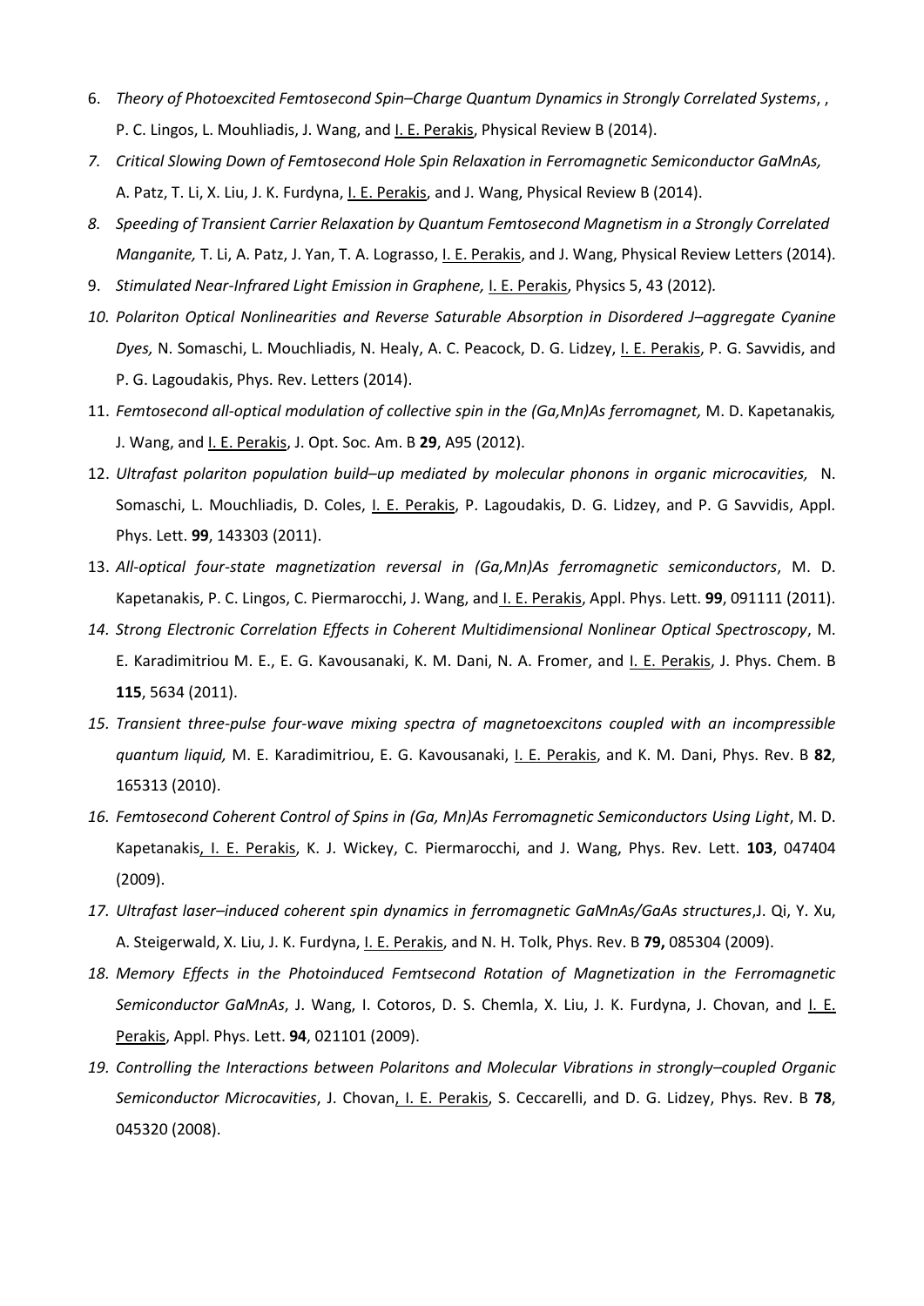6. *Theory of Photoexcited Femtosecond Spin–Charge Quantum Dynamics in Strongly Correlated Systems*, , P. C. Lingos, L. Mouhliadis, J. Wang, and I. E. Perakis, Physical Review B (2014).
7. *Critical Slowing Down of Femtosecond Hole Spin Relaxation in Ferromagnetic Semiconductor GaMnAs,* A. Patz, T. Li, X. Liu, J. K. Furdyna, I. E. Perakis, and J. Wang, Physical Review B (2014).
8. *Speeding of Transient Carrier Relaxation by Quantum Femtosecond Magnetism in a Strongly Correlated Manganite,* T. Li, A. Patz, J. Yan, T. A. Lograsso, I. E. Perakis, and J. Wang, Physical Review Letters (2014).
9. *Stimulated Near-Infrared Light Emission in Graphene,* I. E. Perakis, Physics 5, 43 (2012).
10. *Polariton Optical Nonlinearities and Reverse Saturable Absorption in Disordered J–aggregate Cyanine Dyes,* N. Somaschi, L. Mouchliadis, N. Healy, A. C. Peacock, D. G. Lidzey, I. E. Perakis, P. G. Savvidis, and P. G. Lagoudakis, Phys. Rev. Letters (2014).
11. *Femtosecond all-optical modulation of collective spin in the (Ga,Mn)As ferromagnet,* M. D. Kapetanakis, J. Wang, and I. E. Perakis, J. Opt. Soc. Am. B **29**, A95 (2012).
12. *Ultrafast polariton population build–up mediated by molecular phonons in organic microcavities,* N. Somaschi, L. Mouchliadis, D. Coles, I. E. Perakis, P. Lagoudakis, D. G. Lidzey, and P. G Savvidis, Appl. Phys. Lett. **99**, 143303 (2011).
13. *All-optical four-state magnetization reversal in (Ga,Mn)As ferromagnetic semiconductors*, M. D. Kapetanakis, P. C. Lingos, C. Piermarocchi, J. Wang, and I. E. Perakis, Appl. Phys. Lett. **99**, 091111 (2011).
14. *Strong Electronic Correlation Effects in Coherent Multidimensional Nonlinear Optical Spectroscopy*, M. E. Karadimitriou M. E., E. G. Kavousanaki, K. M. Dani, N. A. Fromer, and I. E. Perakis, J. Phys. Chem. B **115**, 5634 (2011).
15. *Transient three-pulse four-wave mixing spectra of magnetoexcitons coupled with an incompressible quantum liquid,* M. E. Karadimitriou, E. G. Kavousanaki, I. E. Perakis, and K. M. Dani, Phys. Rev. B **82**, 165313 (2010).
16. *Femtosecond Coherent Control of Spins in (Ga, Mn)As Ferromagnetic Semiconductors Using Light*, M. D. Kapetanakis, I. E. Perakis, K. J. Wickey, C. Piermarocchi, and J. Wang, Phys. Rev. Lett. **103**, 047404 (2009).
17. *Ultrafast laser–induced coherent spin dynamics in ferromagnetic GaMnAs/GaAs structures*, J. Qi, Y. Xu, A. Steigerwald, X. Liu, J. K. Furdyna, I. E. Perakis, and N. H. Tolk, Phys. Rev. B **79,** 085304 (2009).
18. *Memory Effects in the Photoinduced Femtsecond Rotation of Magnetization in the Ferromagnetic Semiconductor GaMnAs*, J. Wang, I. Cotoros, D. S. Chemla, X. Liu, J. K. Furdyna, J. Chovan, and I. E. Perakis, Appl. Phys. Lett. **94**, 021101 (2009).
19. *Controlling the Interactions between Polaritons and Molecular Vibrations in strongly–coupled Organic Semiconductor Microcavities*, J. Chovan, I. E. Perakis, S. Ceccarelli, and D. G. Lidzey, Phys. Rev. B **78**, 045320 (2008).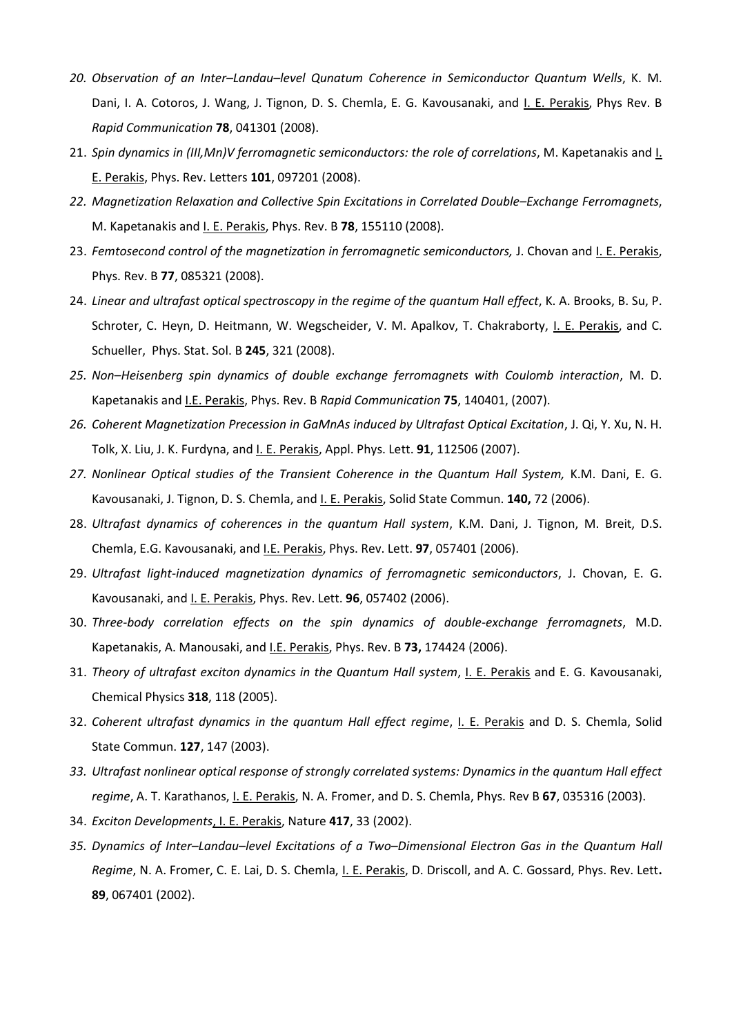20. *Observation of an Inter–Landau–level Qunatum Coherence in Semiconductor Quantum Wells*, K. M. Dani, I. A. Cotoros, J. Wang, J. Tignon, D. S. Chemla, E. G. Kavousanaki, and I. E. Perakis, Phys Rev. B *Rapid Communication* **78**, 041301 (2008).
21. *Spin dynamics in (III,Mn)V ferromagnetic semiconductors: the role of correlations*, M. Kapetanakis and I. E. Perakis, Phys. Rev. Letters **101**, 097201 (2008).
22. *Magnetization Relaxation and Collective Spin Excitations in Correlated Double–Exchange Ferromagnets*, M. Kapetanakis and I. E. Perakis, Phys. Rev. B **78**, 155110 (2008).
23. *Femtosecond control of the magnetization in ferromagnetic semiconductors,* J. Chovan and I. E. Perakis, Phys. Rev. B **77**, 085321 (2008).
24. *Linear and ultrafast optical spectroscopy in the regime of the quantum Hall effect*, K. A. Brooks, B. Su, P. Schroter, C. Heyn, D. Heitmann, W. Wegscheider, V. M. Apalkov, T. Chakraborty, I. E. Perakis, and C. Schueller, Phys. Stat. Sol. B **245**, 321 (2008).
25. *Non–Heisenberg spin dynamics of double exchange ferromagnets with Coulomb interaction*, M. D. Kapetanakis and I.E. Perakis, Phys. Rev. B *Rapid Communication* **75**, 140401, (2007).
26. *Coherent Magnetization Precession in GaMnAs induced by Ultrafast Optical Excitation*, J. Qi, Y. Xu, N. H. Tolk, X. Liu, J. K. Furdyna, and I. E. Perakis, Appl. Phys. Lett. **91**, 112506 (2007).
27. *Nonlinear Optical studies of the Transient Coherence in the Quantum Hall System,* K.M. Dani, E. G. Kavousanaki, J. Tignon, D. S. Chemla, and I. E. Perakis, Solid State Commun. **140,** 72 (2006).
28. *Ultrafast dynamics of coherences in the quantum Hall system*, K.M. Dani, J. Tignon, M. Breit, D.S. Chemla, E.G. Kavousanaki, and I.E. Perakis, Phys. Rev. Lett. **97**, 057401 (2006).
29. *Ultrafast light-induced magnetization dynamics of ferromagnetic semiconductors*, J. Chovan, E. G. Kavousanaki, and I. E. Perakis, Phys. Rev. Lett. **96**, 057402 (2006).
30. *Three-body correlation effects on the spin dynamics of double-exchange ferromagnets*, M.D. Kapetanakis, A. Manousaki, and I.E. Perakis, Phys. Rev. B **73,** 174424 (2006).
31. *Theory of ultrafast exciton dynamics in the Quantum Hall system*, I. E. Perakis and E. G. Kavousanaki, Chemical Physics **318**, 118 (2005).
32. *Coherent ultrafast dynamics in the quantum Hall effect regime*, I. E. Perakis and D. S. Chemla, Solid State Commun. **127**, 147 (2003).
33. *Ultrafast nonlinear optical response of strongly correlated systems: Dynamics in the quantum Hall effect regime*, A. T. Karathanos, I. E. Perakis, N. A. Fromer, and D. S. Chemla, Phys. Rev B **67**, 035316 (2003).
34. *Exciton Developments*, I. E. Perakis, Nature **417**, 33 (2002).
35. *Dynamics of Inter–Landau–level Excitations of a Two–Dimensional Electron Gas in the Quantum Hall Regime*, N. A. Fromer, C. E. Lai, D. S. Chemla, I. E. Perakis, D. Driscoll, and A. C. Gossard, Phys. Rev. Lett**.** **89**, 067401 (2002).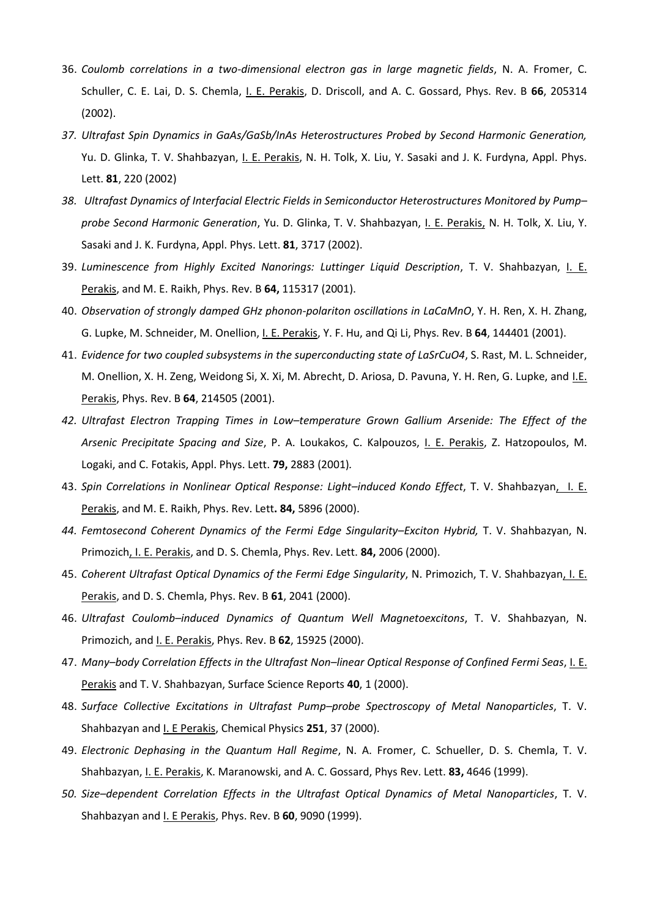36. *Coulomb correlations in a two-dimensional electron gas in large magnetic fields*, N. A. Fromer, C. Schuller, C. E. Lai, D. S. Chemla, I. E. Perakis, D. Driscoll, and A. C. Gossard, Phys. Rev. B **66**, 205314 (2002).
37. *Ultrafast Spin Dynamics in GaAs/GaSb/InAs Heterostructures Probed by Second Harmonic Generation,* Yu. D. Glinka, T. V. Shahbazyan, I. E. Perakis, N. H. Tolk, X. Liu, Y. Sasaki and J. K. Furdyna, Appl. Phys. Lett. **81**, 220 (2002)
38. *Ultrafast Dynamics of Interfacial Electric Fields in Semiconductor Heterostructures Monitored by Pump–probe Second Harmonic Generation*, Yu. D. Glinka, T. V. Shahbazyan, I. E. Perakis, N. H. Tolk, X. Liu, Y. Sasaki and J. K. Furdyna, Appl. Phys. Lett. **81**, 3717 (2002).
39. *Luminescence from Highly Excited Nanorings: Luttinger Liquid Description*, T. V. Shahbazyan, I. E. Perakis, and M. E. Raikh, Phys. Rev. B **64,** 115317 (2001).
40. *Observation of strongly damped GHz phonon-polariton oscillations in LaCaMnO*, Y. H. Ren, X. H. Zhang, G. Lupke, M. Schneider, M. Onellion, I. E. Perakis, Y. F. Hu, and Qi Li, Phys. Rev. B **64**, 144401 (2001).
41. *Evidence for two coupled subsystems in the superconducting state of LaSrCuO4*, S. Rast, M. L. Schneider, M. Onellion, X. H. Zeng, Weidong Si, X. Xi, M. Abrecht, D. Ariosa, D. Pavuna, Y. H. Ren, G. Lupke, and I.E. Perakis, Phys. Rev. B **64**, 214505 (2001).
42. *Ultrafast Electron Trapping Times in Low–temperature Grown Gallium Arsenide: The Effect of the Arsenic Precipitate Spacing and Size*, P. A. Loukakos, C. Kalpouzos, I. E. Perakis, Z. Hatzopoulos, M. Logaki, and C. Fotakis, Appl. Phys. Lett. **79,** 2883 (2001).
43. *Spin Correlations in Nonlinear Optical Response: Light–induced Kondo Effect*, T. V. Shahbazyan, I. E. Perakis, and M. E. Raikh, Phys. Rev. Lett**. 84,** 5896 (2000).
44. *Femtosecond Coherent Dynamics of the Fermi Edge Singularity–Exciton Hybrid,* T. V. Shahbazyan, N. Primozich, I. E. Perakis, and D. S. Chemla, Phys. Rev. Lett. **84,** 2006 (2000).
45. *Coherent Ultrafast Optical Dynamics of the Fermi Edge Singularity*, N. Primozich, T. V. Shahbazyan, I. E. Perakis, and D. S. Chemla, Phys. Rev. B **61**, 2041 (2000).
46. *Ultrafast Coulomb–induced Dynamics of Quantum Well Magnetoexcitons*, T. V. Shahbazyan, N. Primozich, and I. E. Perakis, Phys. Rev. B **62**, 15925 (2000).
47. *Many–body Correlation Effects in the Ultrafast Non–linear Optical Response of Confined Fermi Seas*, I. E. Perakis and T. V. Shahbazyan, Surface Science Reports **40**, 1 (2000).
48. *Surface Collective Excitations in Ultrafast Pump–probe Spectroscopy of Metal Nanoparticles*, T. V. Shahbazyan and I. E Perakis, Chemical Physics **251**, 37 (2000).
49. *Electronic Dephasing in the Quantum Hall Regime*, N. A. Fromer, C. Schueller, D. S. Chemla, T. V. Shahbazyan, I. E. Perakis, K. Maranowski, and A. C. Gossard, Phys Rev. Lett. **83,** 4646 (1999).
50. *Size–dependent Correlation Effects in the Ultrafast Optical Dynamics of Metal Nanoparticles*, T. V. Shahbazyan and I. E Perakis, Phys. Rev. B **60**, 9090 (1999).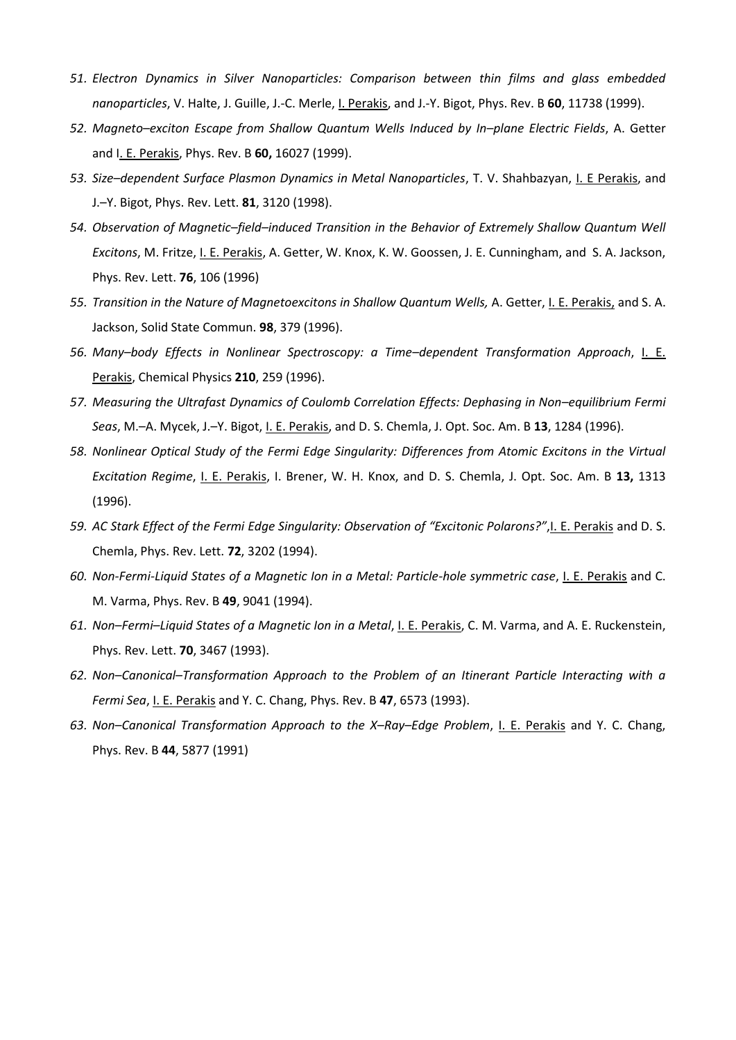51. *Electron Dynamics in Silver Nanoparticles: Comparison between thin films and glass embedded nanoparticles*, V. Halte, J. Guille, J.-C. Merle, I. Perakis, and J.-Y. Bigot, Phys. Rev. B **60**, 11738 (1999).
52. *Magneto–exciton Escape from Shallow Quantum Wells Induced by In–plane Electric Fields*, A. Getter and I. E. Perakis, Phys. Rev. B **60,** 16027 (1999).
53. *Size–dependent Surface Plasmon Dynamics in Metal Nanoparticles*, T. V. Shahbazyan, I. E Perakis, and J.–Y. Bigot, Phys. Rev. Lett. **81**, 3120 (1998).
54. *Observation of Magnetic–field–induced Transition in the Behavior of Extremely Shallow Quantum Well Excitons*, M. Fritze, I. E. Perakis, A. Getter, W. Knox, K. W. Goossen, J. E. Cunningham, and S. A. Jackson, Phys. Rev. Lett. **76**, 106 (1996)
55. *Transition in the Nature of Magnetoexcitons in Shallow Quantum Wells,* A. Getter, I. E. Perakis, and S. A. Jackson, Solid State Commun. **98**, 379 (1996).
56. *Many–body Effects in Nonlinear Spectroscopy: a Time–dependent Transformation Approach*, I. E. Perakis, Chemical Physics **210**, 259 (1996).
57. *Measuring the Ultrafast Dynamics of Coulomb Correlation Effects: Dephasing in Non–equilibrium Fermi Seas*, M.–A. Mycek, J.–Y. Bigot, I. E. Perakis, and D. S. Chemla, J. Opt. Soc. Am. B **13**, 1284 (1996).
58. *Nonlinear Optical Study of the Fermi Edge Singularity: Differences from Atomic Excitons in the Virtual Excitation Regime*, I. E. Perakis, I. Brener, W. H. Knox, and D. S. Chemla, J. Opt. Soc. Am. B **13,** 1313 (1996).
59. *AC Stark Effect of the Fermi Edge Singularity: Observation of "Excitonic Polarons?"*, I. E. Perakis and D. S. Chemla, Phys. Rev. Lett. **72**, 3202 (1994).
60. *Non-Fermi-Liquid States of a Magnetic Ion in a Metal: Particle-hole symmetric case*, I. E. Perakis and C. M. Varma, Phys. Rev. B **49**, 9041 (1994).
61. *Non–Fermi–Liquid States of a Magnetic Ion in a Metal*, I. E. Perakis, C. M. Varma, and A. E. Ruckenstein, Phys. Rev. Lett. **70**, 3467 (1993).
62. *Non–Canonical–Transformation Approach to the Problem of an Itinerant Particle Interacting with a Fermi Sea*, I. E. Perakis and Y. C. Chang, Phys. Rev. B **47**, 6573 (1993).
63. *Non–Canonical Transformation Approach to the X–Ray–Edge Problem*, I. E. Perakis and Y. C. Chang, Phys. Rev. B **44**, 5877 (1991)